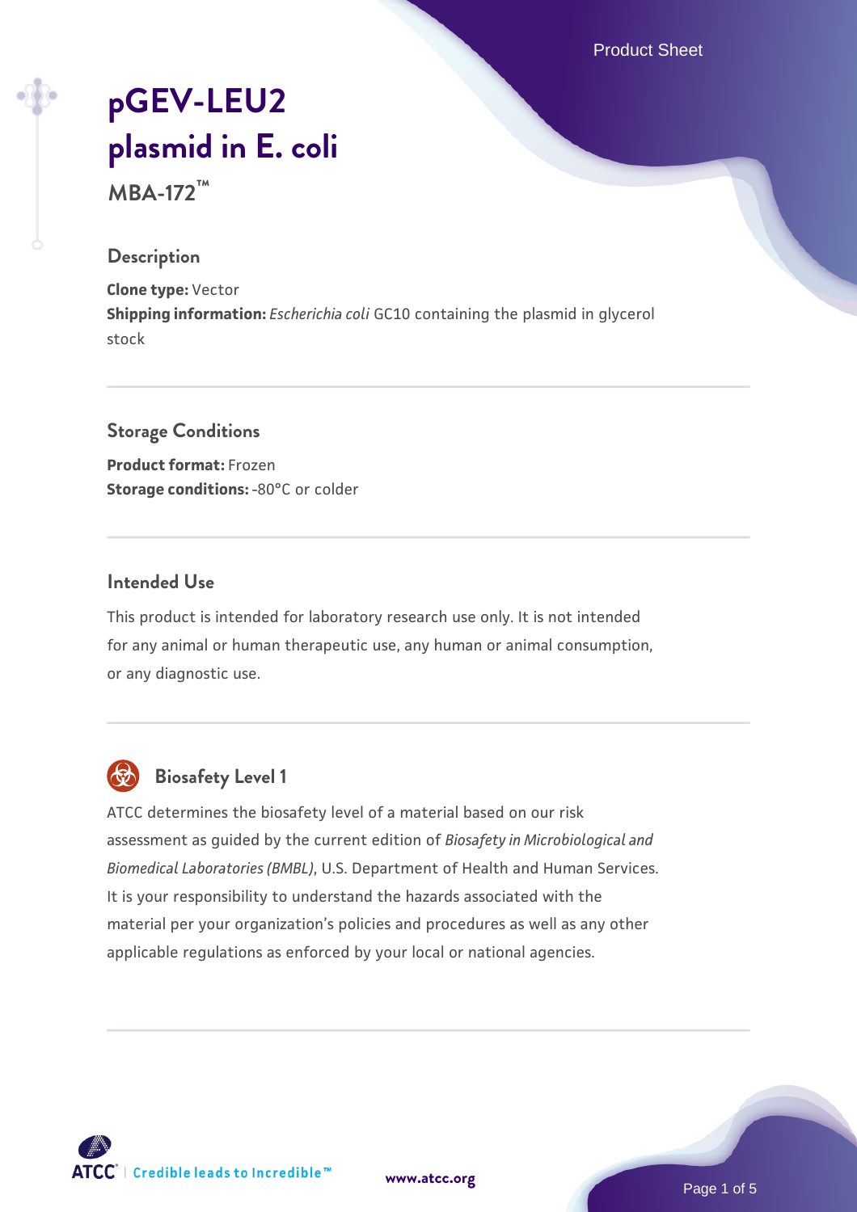# pGEV-LEU2 plasmid in E. coli

**MBA-172™**

## Description

**Clone type:** Vector
**Shipping information:** *Escherichia coli* GC10 containing the plasmid in glycerol stock

## Storage Conditions

**Product format:** Frozen
**Storage conditions:** -80°C or colder

## Intended Use

This product is intended for laboratory research use only. It is not intended for any animal or human therapeutic use, any human or animal consumption, or any diagnostic use.

## Biosafety Level 1

ATCC determines the biosafety level of a material based on our risk assessment as guided by the current edition of *Biosafety in Microbiological and Biomedical Laboratories (BMBL)*, U.S. Department of Health and Human Services. It is your responsibility to understand the hazards associated with the material per your organization's policies and procedures as well as any other applicable regulations as enforced by your local or national agencies.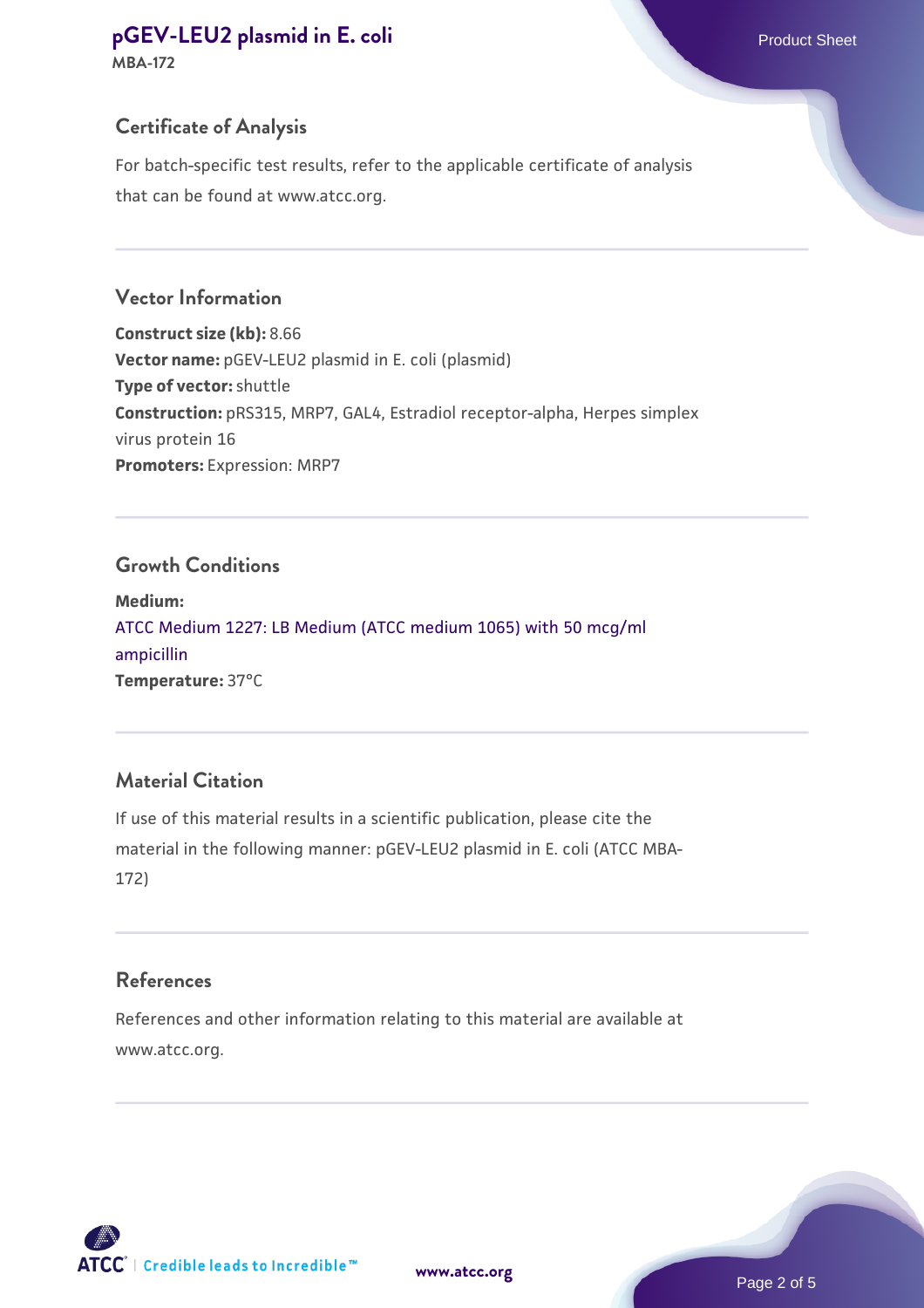## Certificate of Analysis

For batch-specific test results, refer to the applicable certificate of analysis that can be found at www.atcc.org.

## Vector Information

**Construct size (kb):** 8.66
**Vector name:** pGEV-LEU2 plasmid in E. coli (plasmid)
**Type of vector:** shuttle
**Construction:** pRS315, MRP7, GAL4, Estradiol receptor-alpha, Herpes simplex virus protein 16
**Promoters:** Expression: MRP7

## Growth Conditions

**Medium:**
ATCC Medium 1227: LB Medium (ATCC medium 1065) with 50 mcg/ml ampicillin
**Temperature:** 37°C

## Material Citation

If use of this material results in a scientific publication, please cite the material in the following manner: pGEV-LEU2 plasmid in E. coli (ATCC MBA-172)

## References

References and other information relating to this material are available at www.atcc.org.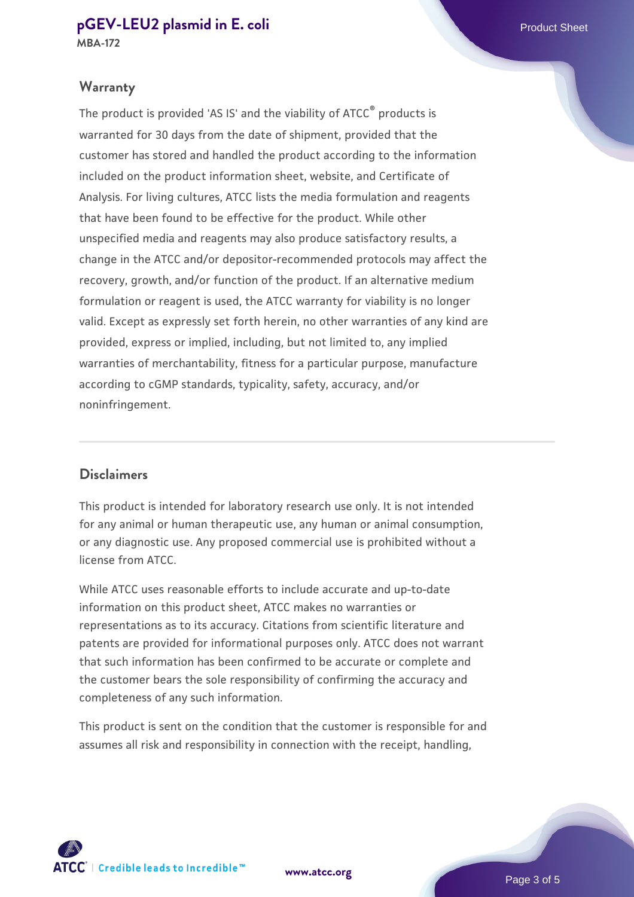## Warranty

The product is provided 'AS IS' and the viability of ATCC® products is warranted for 30 days from the date of shipment, provided that the customer has stored and handled the product according to the information included on the product information sheet, website, and Certificate of Analysis. For living cultures, ATCC lists the media formulation and reagents that have been found to be effective for the product. While other unspecified media and reagents may also produce satisfactory results, a change in the ATCC and/or depositor-recommended protocols may affect the recovery, growth, and/or function of the product. If an alternative medium formulation or reagent is used, the ATCC warranty for viability is no longer valid. Except as expressly set forth herein, no other warranties of any kind are provided, express or implied, including, but not limited to, any implied warranties of merchantability, fitness for a particular purpose, manufacture according to cGMP standards, typicality, safety, accuracy, and/or noninfringement.

## Disclaimers

This product is intended for laboratory research use only. It is not intended for any animal or human therapeutic use, any human or animal consumption, or any diagnostic use. Any proposed commercial use is prohibited without a license from ATCC.

While ATCC uses reasonable efforts to include accurate and up-to-date information on this product sheet, ATCC makes no warranties or representations as to its accuracy. Citations from scientific literature and patents are provided for informational purposes only. ATCC does not warrant that such information has been confirmed to be accurate or complete and the customer bears the sole responsibility of confirming the accuracy and completeness of any such information.

This product is sent on the condition that the customer is responsible for and assumes all risk and responsibility in connection with the receipt, handling,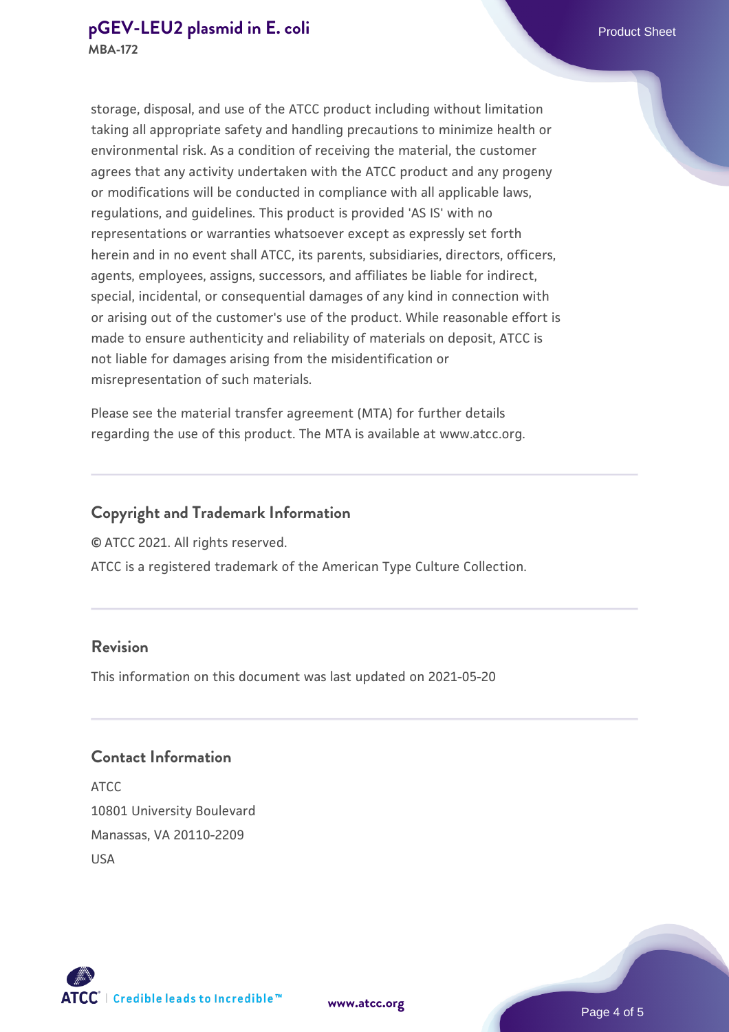storage, disposal, and use of the ATCC product including without limitation taking all appropriate safety and handling precautions to minimize health or environmental risk. As a condition of receiving the material, the customer agrees that any activity undertaken with the ATCC product and any progeny or modifications will be conducted in compliance with all applicable laws, regulations, and guidelines. This product is provided 'AS IS' with no representations or warranties whatsoever except as expressly set forth herein and in no event shall ATCC, its parents, subsidiaries, directors, officers, agents, employees, assigns, successors, and affiliates be liable for indirect, special, incidental, or consequential damages of any kind in connection with or arising out of the customer's use of the product. While reasonable effort is made to ensure authenticity and reliability of materials on deposit, ATCC is not liable for damages arising from the misidentification or misrepresentation of such materials.

Please see the material transfer agreement (MTA) for further details regarding the use of this product. The MTA is available at www.atcc.org.

## Copyright and Trademark Information

© ATCC 2021. All rights reserved.

ATCC is a registered trademark of the American Type Culture Collection.

## Revision

This information on this document was last updated on 2021-05-20

## Contact Information

ATCC
10801 University Boulevard
Manassas, VA 20110-2209
USA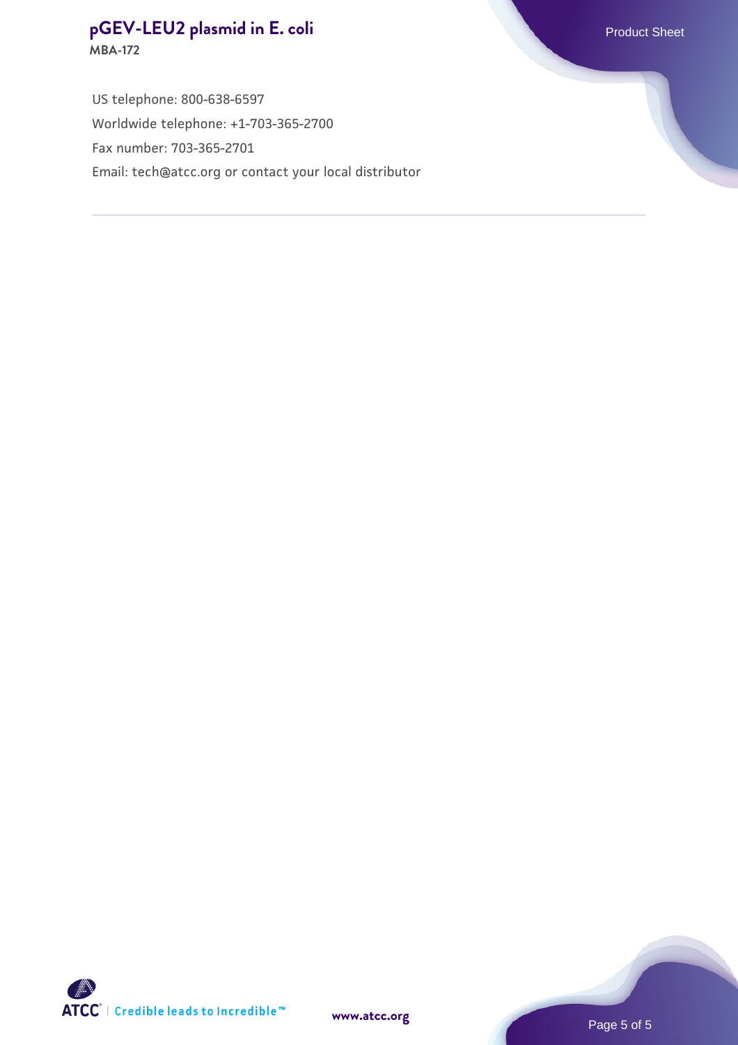US telephone: 800-638-6597

Worldwide telephone: +1-703-365-2700

Fax number: 703-365-2701

Email: tech@atcc.org or contact your local distributor